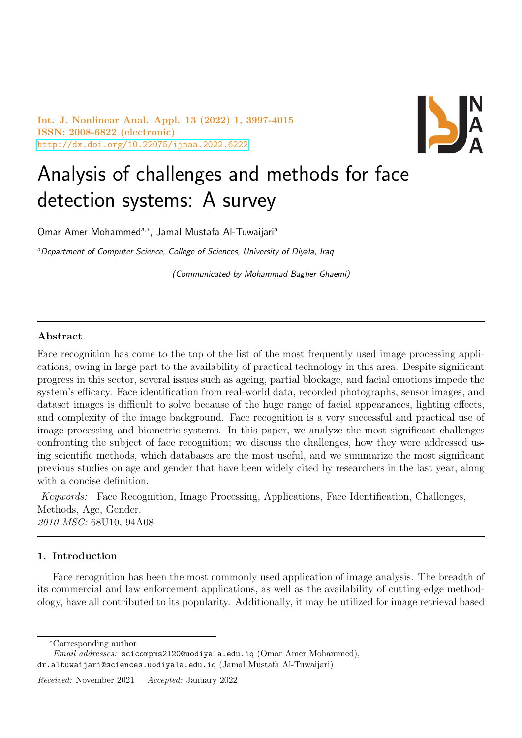Int. J. Nonlinear Anal. Appl. 13 (2022) 1, 3997-4015
ISSN: 2008-6822 (electronic)
http://dx.doi.org/10.22075/ijnaa.2022.6222

# Analysis of challenges and methods for face detection systems: A survey

Omar Amer Mohammed[a,*], Jamal Mustafa Al-Tuwaijari[a]

[a] *Department of Computer Science, College of Sciences, University of Diyala, Iraq*

*(Communicated by Mohammad Bagher Ghaemi)*

---

## Abstract

Face recognition has come to the top of the list of the most frequently used image processing applications, owing in large part to the availability of practical technology in this area. Despite significant progress in this sector, several issues such as ageing, partial blockage, and facial emotions impede the system's efficacy. Face identification from real-world data, recorded photographs, sensor images, and dataset images is difficult to solve because of the huge range of facial appearances, lighting effects, and complexity of the image background. Face recognition is a very successful and practical use of image processing and biometric systems. In this paper, we analyze the most significant challenges confronting the subject of face recognition; we discuss the challenges, how they were addressed using scientific methods, which databases are the most useful, and we summarize the most significant previous studies on age and gender that have been widely cited by researchers in the last year, along with a concise definition.

*Keywords:* Face Recognition, Image Processing, Applications, Face Identification, Challenges, Methods, Age, Gender.
*2010 MSC:* 68U10, 94A08

---

## 1. Introduction

Face recognition has been the most commonly used application of image analysis. The breadth of its commercial and law enforcement applications, as well as the availability of cutting-edge methodology, have all contributed to its popularity. Additionally, it may be utilized for image retrieval based

---

*Corresponding author

*Email addresses:* scicompms2120@uodiyala.edu.iq (Omar Amer Mohammed), dr.altuwaijari@sciences.uodiyala.edu.iq (Jamal Mustafa Al-Tuwaijari)

*Received:* November 2021 *Accepted:* January 2022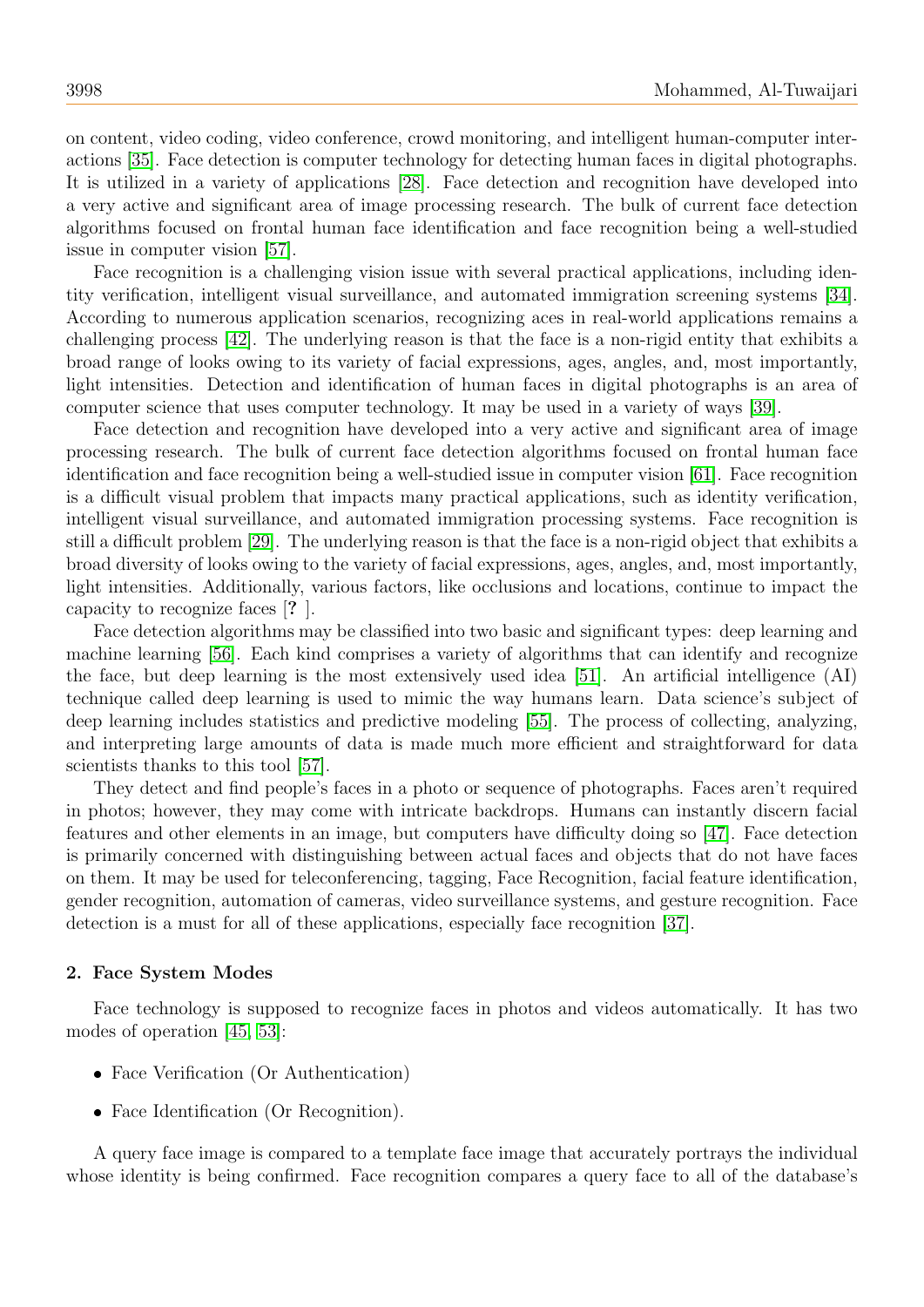on content, video coding, video conference, crowd monitoring, and intelligent human-computer interactions [35]. Face detection is computer technology for detecting human faces in digital photographs. It is utilized in a variety of applications [28]. Face detection and recognition have developed into a very active and significant area of image processing research. The bulk of current face detection algorithms focused on frontal human face identification and face recognition being a well-studied issue in computer vision [57].

Face recognition is a challenging vision issue with several practical applications, including identity verification, intelligent visual surveillance, and automated immigration screening systems [34]. According to numerous application scenarios, recognizing aces in real-world applications remains a challenging process [42]. The underlying reason is that the face is a non-rigid entity that exhibits a broad range of looks owing to its variety of facial expressions, ages, angles, and, most importantly, light intensities. Detection and identification of human faces in digital photographs is an area of computer science that uses computer technology. It may be used in a variety of ways [39].

Face detection and recognition have developed into a very active and significant area of image processing research. The bulk of current face detection algorithms focused on frontal human face identification and face recognition being a well-studied issue in computer vision [61]. Face recognition is a difficult visual problem that impacts many practical applications, such as identity verification, intelligent visual surveillance, and automated immigration processing systems. Face recognition is still a difficult problem [29]. The underlying reason is that the face is a non-rigid object that exhibits a broad diversity of looks owing to the variety of facial expressions, ages, angles, and, most importantly, light intensities. Additionally, various factors, like occlusions and locations, continue to impact the capacity to recognize faces [**?** ].

Face detection algorithms may be classified into two basic and significant types: deep learning and machine learning [56]. Each kind comprises a variety of algorithms that can identify and recognize the face, but deep learning is the most extensively used idea [51]. An artificial intelligence (AI) technique called deep learning is used to mimic the way humans learn. Data science's subject of deep learning includes statistics and predictive modeling [55]. The process of collecting, analyzing, and interpreting large amounts of data is made much more efficient and straightforward for data scientists thanks to this tool [57].

They detect and find people's faces in a photo or sequence of photographs. Faces aren't required in photos; however, they may come with intricate backdrops. Humans can instantly discern facial features and other elements in an image, but computers have difficulty doing so [47]. Face detection is primarily concerned with distinguishing between actual faces and objects that do not have faces on them. It may be used for teleconferencing, tagging, Face Recognition, facial feature identification, gender recognition, automation of cameras, video surveillance systems, and gesture recognition. Face detection is a must for all of these applications, especially face recognition [37].

## 2. Face System Modes

Face technology is supposed to recognize faces in photos and videos automatically. It has two modes of operation [45, 53]:

- Face Verification (Or Authentication)
- Face Identification (Or Recognition).

A query face image is compared to a template face image that accurately portrays the individual whose identity is being confirmed. Face recognition compares a query face to all of the database's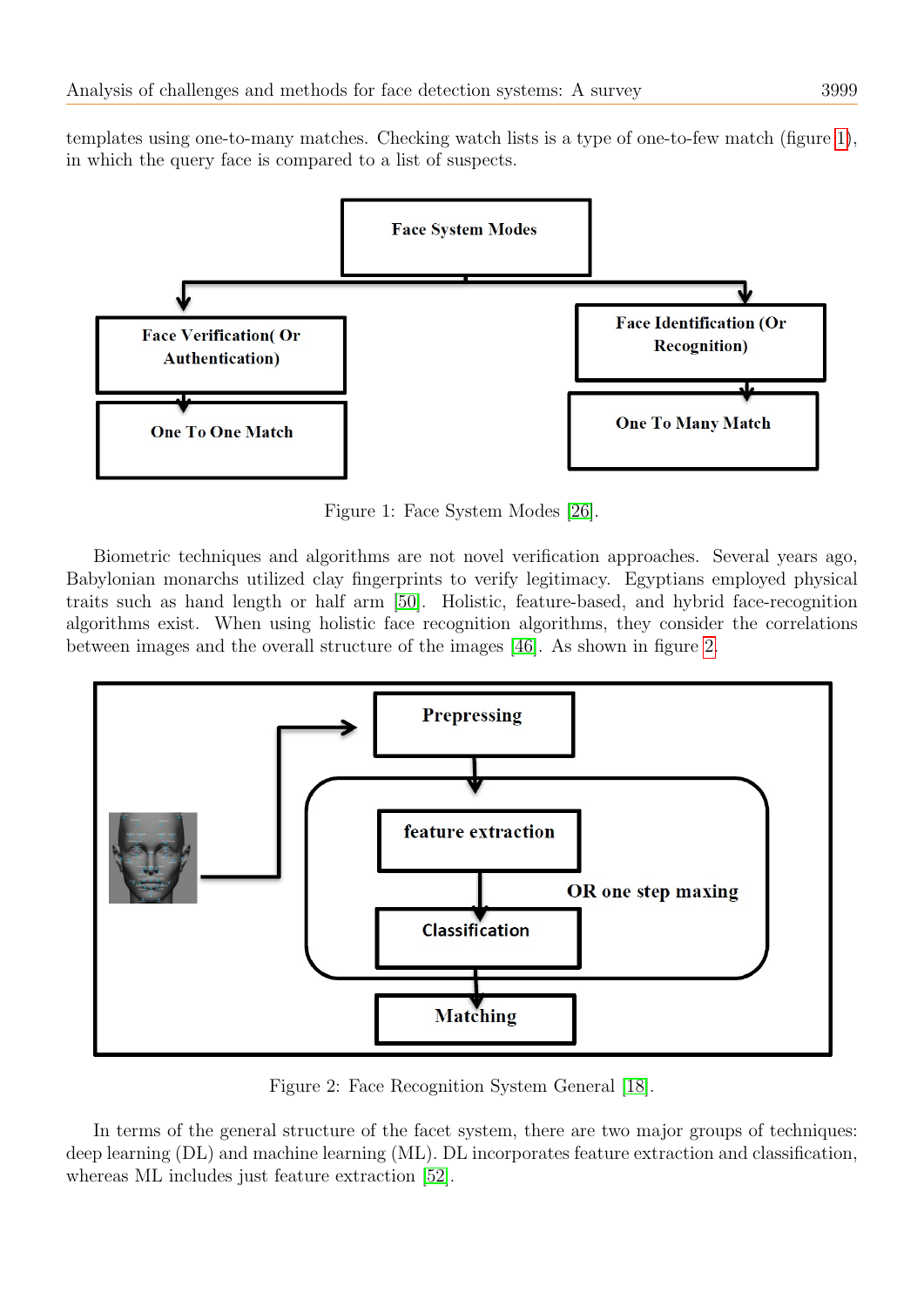templates using one-to-many matches. Checking watch lists is a type of one-to-few match (figure [1]), in which the query face is compared to a list of suspects.

Figure 1: Face System Modes [26].

Biometric techniques and algorithms are not novel verification approaches. Several years ago, Babylonian monarchs utilized clay fingerprints to verify legitimacy. Egyptians employed physical traits such as hand length or half arm [50]. Holistic, feature-based, and hybrid face-recognition algorithms exist. When using holistic face recognition algorithms, they consider the correlations between images and the overall structure of the images [46]. As shown in figure [2].

Figure 2: Face Recognition System General [18].

In terms of the general structure of the facet system, there are two major groups of techniques: deep learning (DL) and machine learning (ML). DL incorporates feature extraction and classification, whereas ML includes just feature extraction [52].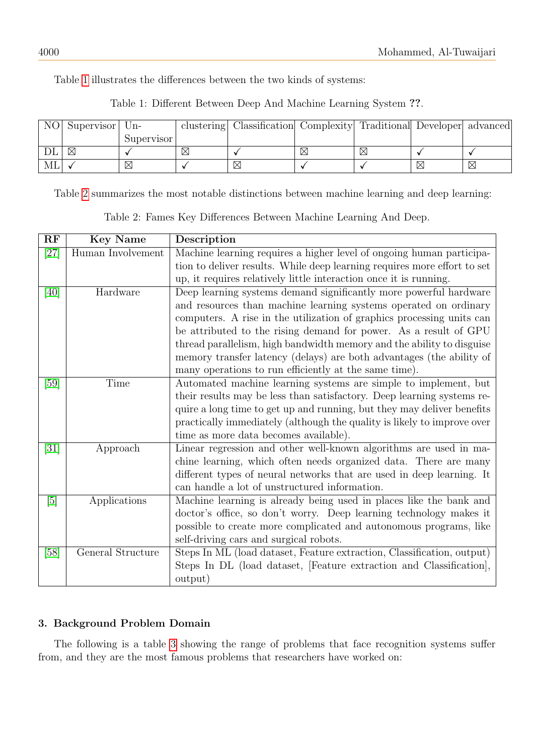Table 1 illustrates the differences between the two kinds of systems:

Table 1: Different Between Deep And Machine Learning System **??**.

| NO | Supervisor | Un-Supervisor | clustering | Classification | Complexity | Traditional | Developer | advanced |
|---|---|---|---|---|---|---|---|---|
| DL | ☒ | ✓ | ☒ | ✓ | ☒ | ☒ | ✓ | ✓ |
| ML | ✓ | ☒ | ✓ | ☒ | ✓ | ✓ | ☒ | ☒ |

Table 2 summarizes the most notable distinctions between machine learning and deep learning:

Table 2: Fames Key Differences Between Machine Learning And Deep.

| RF | Key Name | Description |
|---|---|---|
| [27] | Human Involvement | Machine learning requires a higher level of ongoing human participation to deliver results. While deep learning requires more effort to set up, it requires relatively little interaction once it is running. |
| [40] | Hardware | Deep learning systems demand significantly more powerful hardware and resources than machine learning systems operated on ordinary computers. A rise in the utilization of graphics processing units can be attributed to the rising demand for power. As a result of GPU thread parallelism, high bandwidth memory and the ability to disguise memory transfer latency (delays) are both advantages (the ability of many operations to run efficiently at the same time). |
| [59] | Time | Automated machine learning systems are simple to implement, but their results may be less than satisfactory. Deep learning systems require a long time to get up and running, but they may deliver benefits practically immediately (although the quality is likely to improve over time as more data becomes available). |
| [31] | Approach | Linear regression and other well-known algorithms are used in machine learning, which often needs organized data. There are many different types of neural networks that are used in deep learning. It can handle a lot of unstructured information. |
| [5] | Applications | Machine learning is already being used in places like the bank and doctor's office, so don't worry. Deep learning technology makes it possible to create more complicated and autonomous programs, like self-driving cars and surgical robots. |
| [58] | General Structure | Steps In ML (load dataset, Feature extraction, Classification, output) Steps In DL (load dataset, [Feature extraction and Classification], output) |

### 3. Background Problem Domain

The following is a table 3 showing the range of problems that face recognition systems suffer from, and they are the most famous problems that researchers have worked on: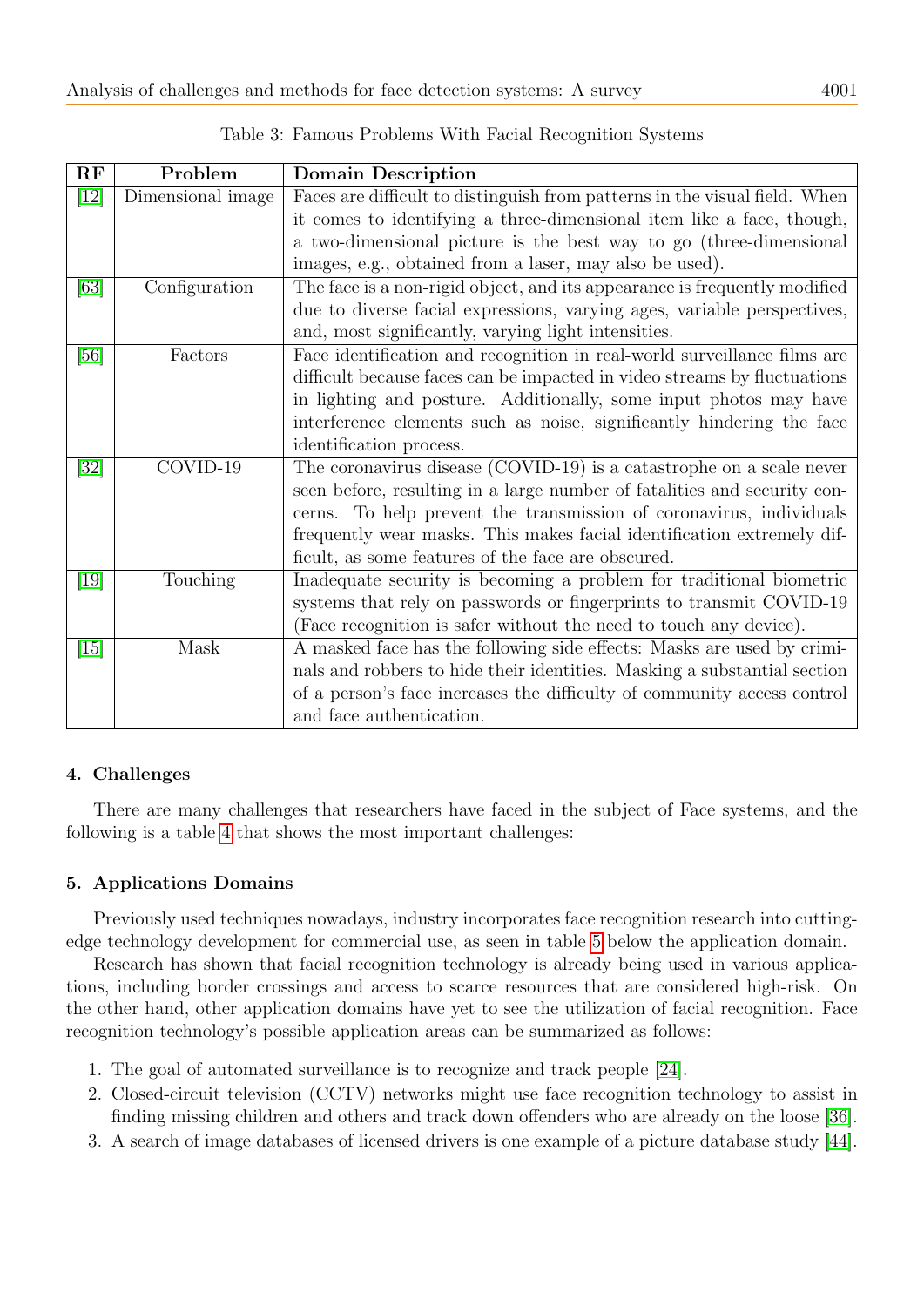Table 3: Famous Problems With Facial Recognition Systems

| RF | Problem | Domain Description |
|---|---|---|
| [12] | Dimensional image | Faces are difficult to distinguish from patterns in the visual field. When it comes to identifying a three-dimensional item like a face, though, a two-dimensional picture is the best way to go (three-dimensional images, e.g., obtained from a laser, may also be used). |
| [63] | Configuration | The face is a non-rigid object, and its appearance is frequently modified due to diverse facial expressions, varying ages, variable perspectives, and, most significantly, varying light intensities. |
| [56] | Factors | Face identification and recognition in real-world surveillance films are difficult because faces can be impacted in video streams by fluctuations in lighting and posture. Additionally, some input photos may have interference elements such as noise, significantly hindering the face identification process. |
| [32] | COVID-19 | The coronavirus disease (COVID-19) is a catastrophe on a scale never seen before, resulting in a large number of fatalities and security concerns. To help prevent the transmission of coronavirus, individuals frequently wear masks. This makes facial identification extremely difficult, as some features of the face are obscured. |
| [19] | Touching | Inadequate security is becoming a problem for traditional biometric systems that rely on passwords or fingerprints to transmit COVID-19 (Face recognition is safer without the need to touch any device). |
| [15] | Mask | A masked face has the following side effects: Masks are used by criminals and robbers to hide their identities. Masking a substantial section of a person's face increases the difficulty of community access control and face authentication. |

## 4. Challenges

There are many challenges that researchers have faced in the subject of Face systems, and the following is a table 4 that shows the most important challenges:

## 5. Applications Domains

Previously used techniques nowadays, industry incorporates face recognition research into cutting-edge technology development for commercial use, as seen in table 5 below the application domain.

Research has shown that facial recognition technology is already being used in various applications, including border crossings and access to scarce resources that are considered high-risk. On the other hand, other application domains have yet to see the utilization of facial recognition. Face recognition technology's possible application areas can be summarized as follows:

1. The goal of automated surveillance is to recognize and track people [24].
2. Closed-circuit television (CCTV) networks might use face recognition technology to assist in finding missing children and others and track down offenders who are already on the loose [36].
3. A search of image databases of licensed drivers is one example of a picture database study [44].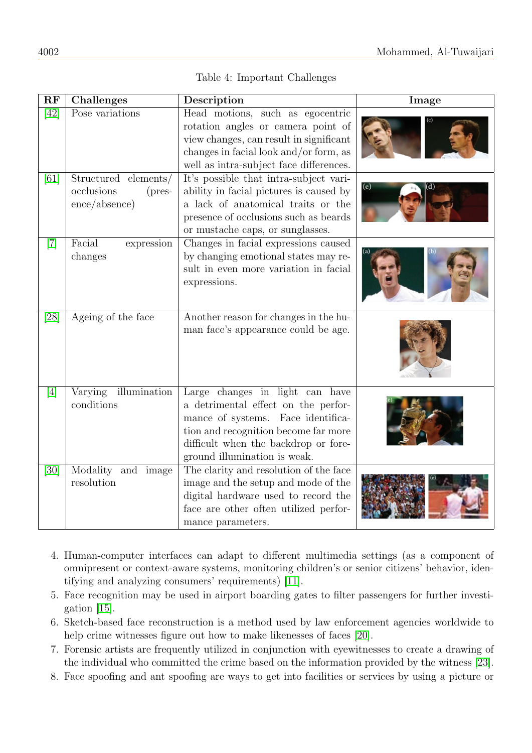Table 4: Important Challenges

| RF | Challenges | Description | Image |
|---|---|---|---|
| [42] | Pose variations | Head motions, such as egocentric rotation angles or camera point of view changes, can result in significant changes in facial look and/or form, as well as intra-subject face differences. | |
| [61] | Structured elements/ occlusions (presence/absence) | It's possible that intra-subject variability in facial pictures is caused by a lack of anatomical traits or the presence of occlusions such as beards or mustache caps, or sunglasses. | |
| [7] | Facial expression changes | Changes in facial expressions caused by changing emotional states may result in even more variation in facial expressions. | |
| [28] | Ageing of the face | Another reason for changes in the human face's appearance could be age. | |
| [4] | Varying illumination conditions | Large changes in light can have a detrimental effect on the performance of systems. Face identification and recognition become far more difficult when the backdrop or foreground illumination is weak. | |
| [30] | Modality and image resolution | The clarity and resolution of the face image and the setup and mode of the digital hardware used to record the face are other often utilized performance parameters. | |

4. Human-computer interfaces can adapt to different multimedia settings (as a component of omnipresent or context-aware systems, monitoring children's or senior citizens' behavior, identifying and analyzing consumers' requirements) [11].
5. Face recognition may be used in airport boarding gates to filter passengers for further investigation [15].
6. Sketch-based face reconstruction is a method used by law enforcement agencies worldwide to help crime witnesses figure out how to make likenesses of faces [20].
7. Forensic artists are frequently utilized in conjunction with eyewitnesses to create a drawing of the individual who committed the crime based on the information provided by the witness [23].
8. Face spoofing and ant spoofing are ways to get into facilities or services by using a picture or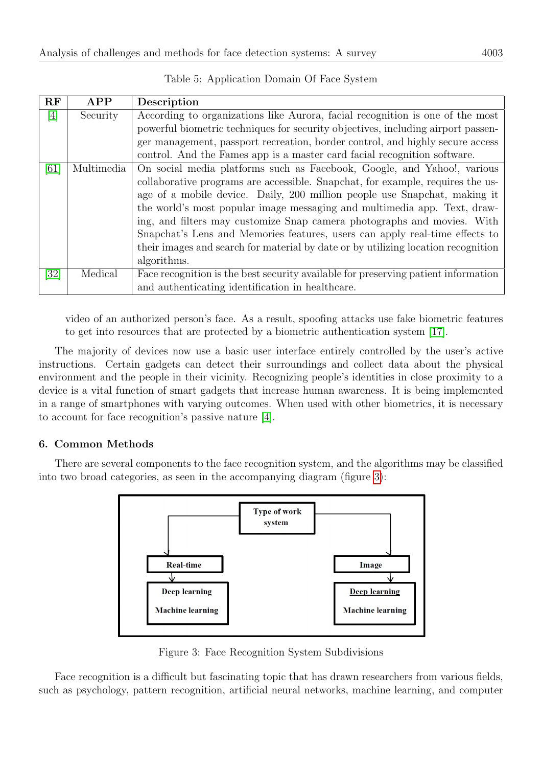Table 5: Application Domain Of Face System

| RF | APP | Description |
|---|---|---|
| [4] | Security | According to organizations like Aurora, facial recognition is one of the most powerful biometric techniques for security objectives, including airport passenger management, passport recreation, border control, and highly secure access control. And the Fames app is a master card facial recognition software. |
| [61] | Multimedia | On social media platforms such as Facebook, Google, and Yahoo!, various collaborative programs are accessible. Snapchat, for example, requires the usage of a mobile device. Daily, 200 million people use Snapchat, making it the world's most popular image messaging and multimedia app. Text, drawing, and filters may customize Snap camera photographs and movies. With Snapchat's Lens and Memories features, users can apply real-time effects to their images and search for material by date or by utilizing location recognition algorithms. |
| [32] | Medical | Face recognition is the best security available for preserving patient information and authenticating identification in healthcare. |

video of an authorized person's face. As a result, spoofing attacks use fake biometric features to get into resources that are protected by a biometric authentication system [17].

The majority of devices now use a basic user interface entirely controlled by the user's active instructions. Certain gadgets can detect their surroundings and collect data about the physical environment and the people in their vicinity. Recognizing people's identities in close proximity to a device is a vital function of smart gadgets that increase human awareness. It is being implemented in a range of smartphones with varying outcomes. When used with other biometrics, it is necessary to account for face recognition's passive nature [4].

## 6. Common Methods

There are several components to the face recognition system, and the algorithms may be classified into two broad categories, as seen in the accompanying diagram (figure 3):

Type of work system

- Real-time
  - Deep learning
  - Machine learning
- Image
  - Deep learning
  - Machine learning

Figure 3: Face Recognition System Subdivisions

Face recognition is a difficult but fascinating topic that has drawn researchers from various fields, such as psychology, pattern recognition, artificial neural networks, machine learning, and computer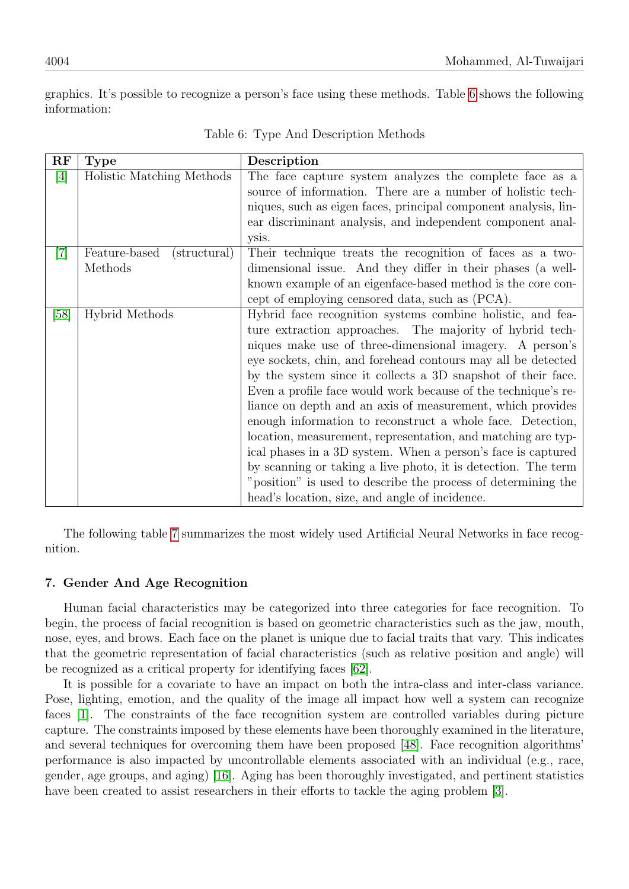graphics. It's possible to recognize a person's face using these methods. Table 6 shows the following information:

Table 6: Type And Description Methods

| RF | Type | Description |
|---|---|---|
| [4] | Holistic Matching Methods | The face capture system analyzes the complete face as a source of information. There are a number of holistic techniques, such as eigen faces, principal component analysis, linear discriminant analysis, and independent component analysis. |
| [7] | Feature-based (structural) Methods | Their technique treats the recognition of faces as a two-dimensional issue. And they differ in their phases (a well-known example of an eigenface-based method is the core concept of employing censored data, such as (PCA). |
| [58] | Hybrid Methods | Hybrid face recognition systems combine holistic, and feature extraction approaches. The majority of hybrid techniques make use of three-dimensional imagery. A person's eye sockets, chin, and forehead contours may all be detected by the system since it collects a 3D snapshot of their face. Even a profile face would work because of the technique's reliance on depth and an axis of measurement, which provides enough information to reconstruct a whole face. Detection, location, measurement, representation, and matching are typical phases in a 3D system. When a person's face is captured by scanning or taking a live photo, it is detection. The term "position" is used to describe the process of determining the head's location, size, and angle of incidence. |

The following table 7 summarizes the most widely used Artificial Neural Networks in face recognition.

## 7. Gender And Age Recognition

Human facial characteristics may be categorized into three categories for face recognition. To begin, the process of facial recognition is based on geometric characteristics such as the jaw, mouth, nose, eyes, and brows. Each face on the planet is unique due to facial traits that vary. This indicates that the geometric representation of facial characteristics (such as relative position and angle) will be recognized as a critical property for identifying faces [62].

It is possible for a covariate to have an impact on both the intra-class and inter-class variance. Pose, lighting, emotion, and the quality of the image all impact how well a system can recognize faces [1]. The constraints of the face recognition system are controlled variables during picture capture. The constraints imposed by these elements have been thoroughly examined in the literature, and several techniques for overcoming them have been proposed [48]. Face recognition algorithms' performance is also impacted by uncontrollable elements associated with an individual (e.g., race, gender, age groups, and aging) [16]. Aging has been thoroughly investigated, and pertinent statistics have been created to assist researchers in their efforts to tackle the aging problem [3].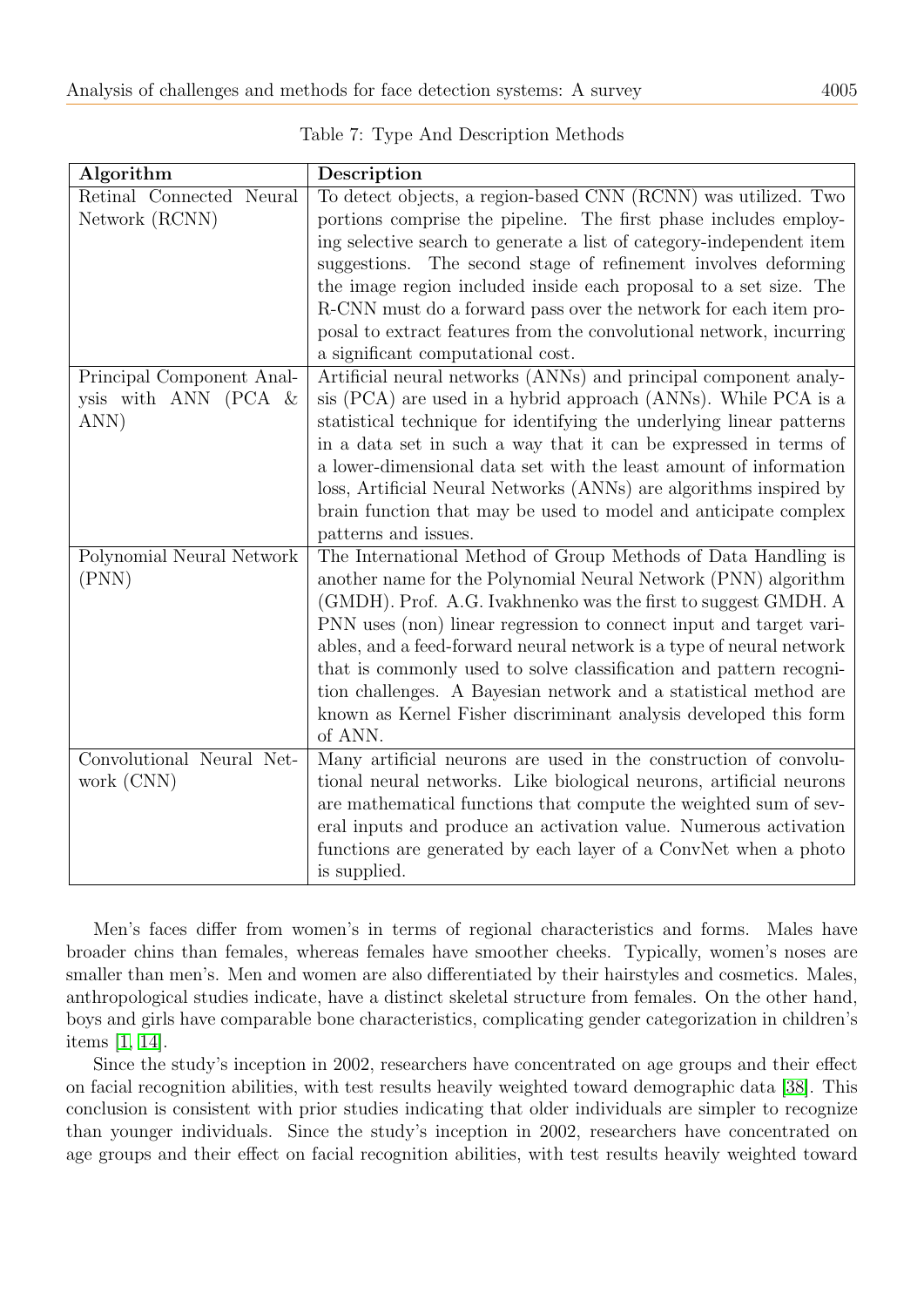Table 7: Type And Description Methods

| Algorithm | Description |
|---|---|
| Retinal Connected Neural Network (RCNN) | To detect objects, a region-based CNN (RCNN) was utilized. Two portions comprise the pipeline. The first phase includes employing selective search to generate a list of category-independent item suggestions. The second stage of refinement involves deforming the image region included inside each proposal to a set size. The R-CNN must do a forward pass over the network for each item proposal to extract features from the convolutional network, incurring a significant computational cost. |
| Principal Component Analysis with ANN (PCA & ANN) | Artificial neural networks (ANNs) and principal component analysis (PCA) are used in a hybrid approach (ANNs). While PCA is a statistical technique for identifying the underlying linear patterns in a data set in such a way that it can be expressed in terms of a lower-dimensional data set with the least amount of information loss, Artificial Neural Networks (ANNs) are algorithms inspired by brain function that may be used to model and anticipate complex patterns and issues. |
| Polynomial Neural Network (PNN) | The International Method of Group Methods of Data Handling is another name for the Polynomial Neural Network (PNN) algorithm (GMDH). Prof. A.G. Ivakhnenko was the first to suggest GMDH. A PNN uses (non) linear regression to connect input and target variables, and a feed-forward neural network is a type of neural network that is commonly used to solve classification and pattern recognition challenges. A Bayesian network and a statistical method are known as Kernel Fisher discriminant analysis developed this form of ANN. |
| Convolutional Neural Network (CNN) | Many artificial neurons are used in the construction of convolutional neural networks. Like biological neurons, artificial neurons are mathematical functions that compute the weighted sum of several inputs and produce an activation value. Numerous activation functions are generated by each layer of a ConvNet when a photo is supplied. |

Men's faces differ from women's in terms of regional characteristics and forms. Males have broader chins than females, whereas females have smoother cheeks. Typically, women's noses are smaller than men's. Men and women are also differentiated by their hairstyles and cosmetics. Males, anthropological studies indicate, have a distinct skeletal structure from females. On the other hand, boys and girls have comparable bone characteristics, complicating gender categorization in children's items [1, 14].

Since the study's inception in 2002, researchers have concentrated on age groups and their effect on facial recognition abilities, with test results heavily weighted toward demographic data [38]. This conclusion is consistent with prior studies indicating that older individuals are simpler to recognize than younger individuals. Since the study's inception in 2002, researchers have concentrated on age groups and their effect on facial recognition abilities, with test results heavily weighted toward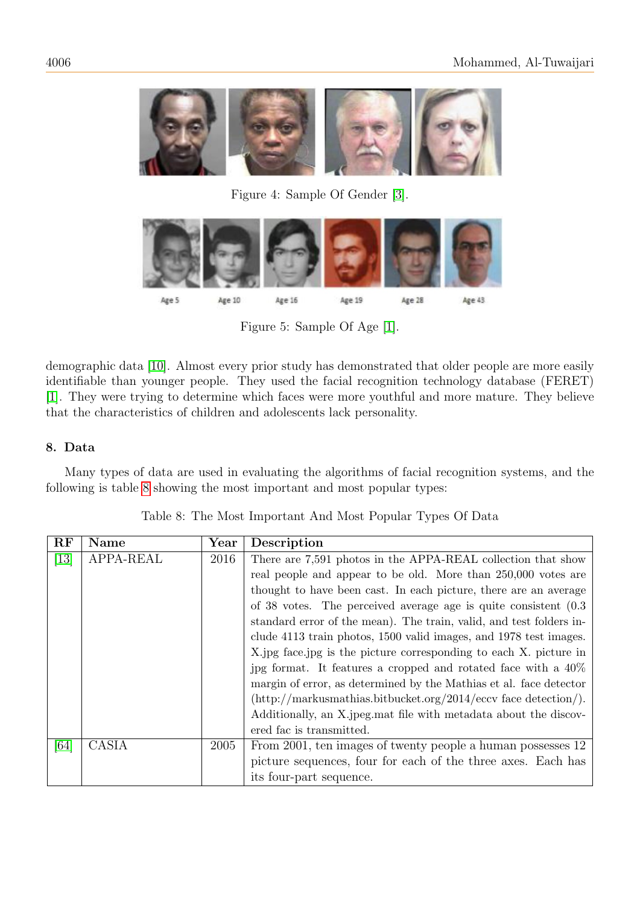Figure 4: Sample Of Gender [3].

Figure 5: Sample Of Age [1].

demographic data [10]. Almost every prior study has demonstrated that older people are more easily identifiable than younger people. They used the facial recognition technology database (FERET) [1]. They were trying to determine which faces were more youthful and more mature. They believe that the characteristics of children and adolescents lack personality.

## 8. Data

Many types of data are used in evaluating the algorithms of facial recognition systems, and the following is table 8 showing the most important and most popular types:

Table 8: The Most Important And Most Popular Types Of Data

| RF | Name | Year | Description |
|---|---|---|---|
| [13] | APPA-REAL | 2016 | There are 7,591 photos in the APPA-REAL collection that show real people and appear to be old. More than 250,000 votes are thought to have been cast. In each picture, there are an average of 38 votes. The perceived average age is quite consistent (0.3 standard error of the mean). The train, valid, and test folders include 4113 train photos, 1500 valid images, and 1978 test images. X.jpg face.jpg is the picture corresponding to each X. picture in jpg format. It features a cropped and rotated face with a 40% margin of error, as determined by the Mathias et al. face detector (http://markusmathias.bitbucket.org/2014/eccv face detection/). Additionally, an X.jpeg.mat file with metadata about the discovered fac is transmitted. |
| [64] | CASIA | 2005 | From 2001, ten images of twenty people a human possesses 12 picture sequences, four for each of the three axes. Each has its four-part sequence. |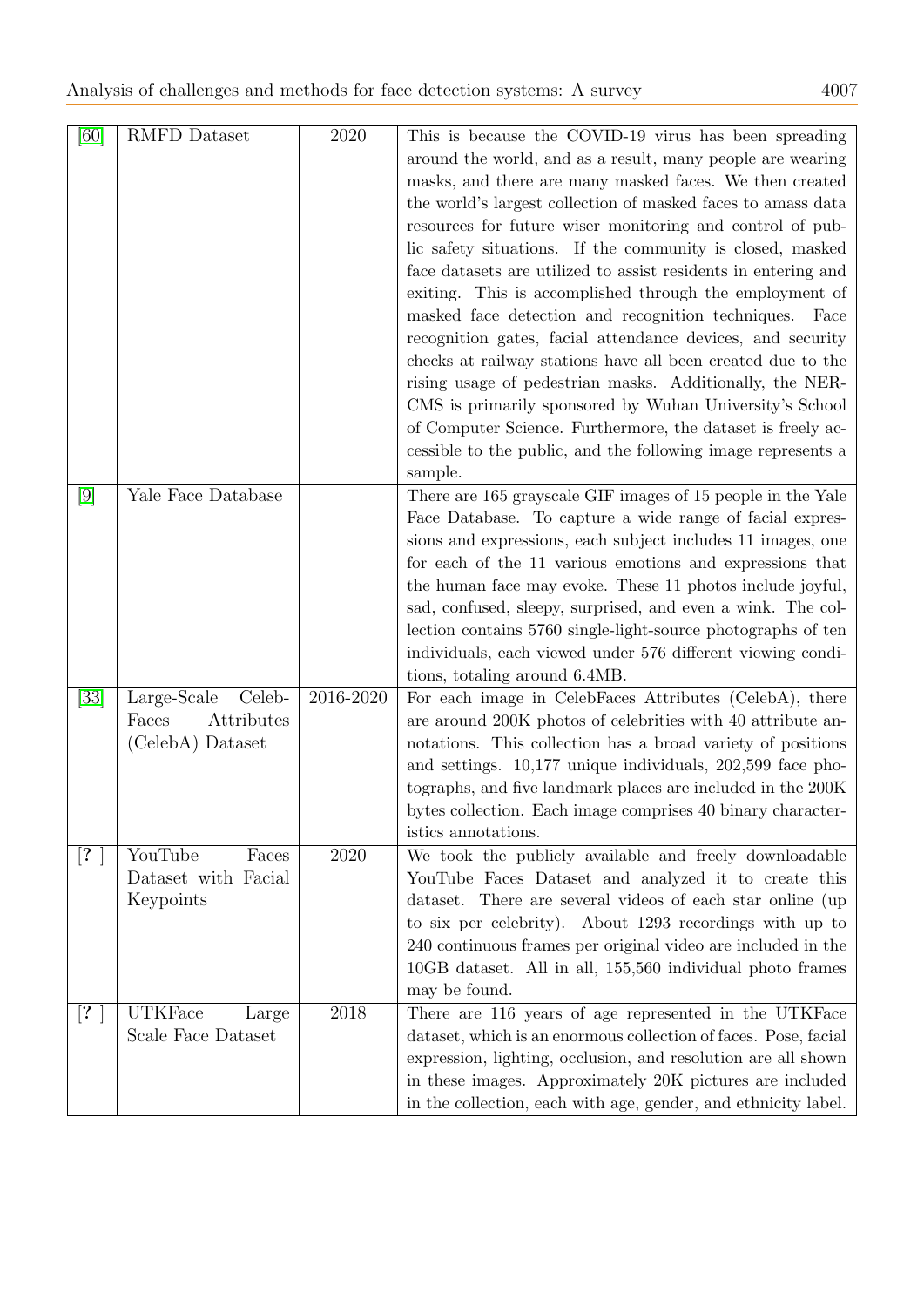| [60] | RMFD Dataset | 2020 | This is because the COVID-19 virus has been spreading around the world, and as a result, many people are wearing masks, and there are many masked faces. We then created the world's largest collection of masked faces to amass data resources for future wiser monitoring and control of public safety situations. If the community is closed, masked face datasets are utilized to assist residents in entering and exiting. This is accomplished through the employment of masked face detection and recognition techniques. Face recognition gates, facial attendance devices, and security checks at railway stations have all been created due to the rising usage of pedestrian masks. Additionally, the NERCMS is primarily sponsored by Wuhan University's School of Computer Science. Furthermore, the dataset is freely accessible to the public, and the following image represents a sample. |
|---|---|---|---|
| [9] | Yale Face Database | | There are 165 grayscale GIF images of 15 people in the Yale Face Database. To capture a wide range of facial expressions and expressions, each subject includes 11 images, one for each of the 11 various emotions and expressions that the human face may evoke. These 11 photos include joyful, sad, confused, sleepy, surprised, and even a wink. The collection contains 5760 single-light-source photographs of ten individuals, each viewed under 576 different viewing conditions, totaling around 6.4MB. |
| [33] | Large-Scale CelebFaces Attributes (CelebA) Dataset | 2016-2020 | For each image in CelebFaces Attributes (CelebA), there are around 200K photos of celebrities with 40 attribute annotations. This collection has a broad variety of positions and settings. 10,177 unique individuals, 202,599 face photographs, and five landmark places are included in the 200K bytes collection. Each image comprises 40 binary characteristics annotations. |
| [? ] | YouTube Faces Dataset with Facial Keypoints | 2020 | We took the publicly available and freely downloadable YouTube Faces Dataset and analyzed it to create this dataset. There are several videos of each star online (up to six per celebrity). About 1293 recordings with up to 240 continuous frames per original video are included in the 10GB dataset. All in all, 155,560 individual photo frames may be found. |
| [? ] | UTKFace Large Scale Face Dataset | 2018 | There are 116 years of age represented in the UTKFace dataset, which is an enormous collection of faces. Pose, facial expression, lighting, occlusion, and resolution are all shown in these images. Approximately 20K pictures are included in the collection, each with age, gender, and ethnicity label. |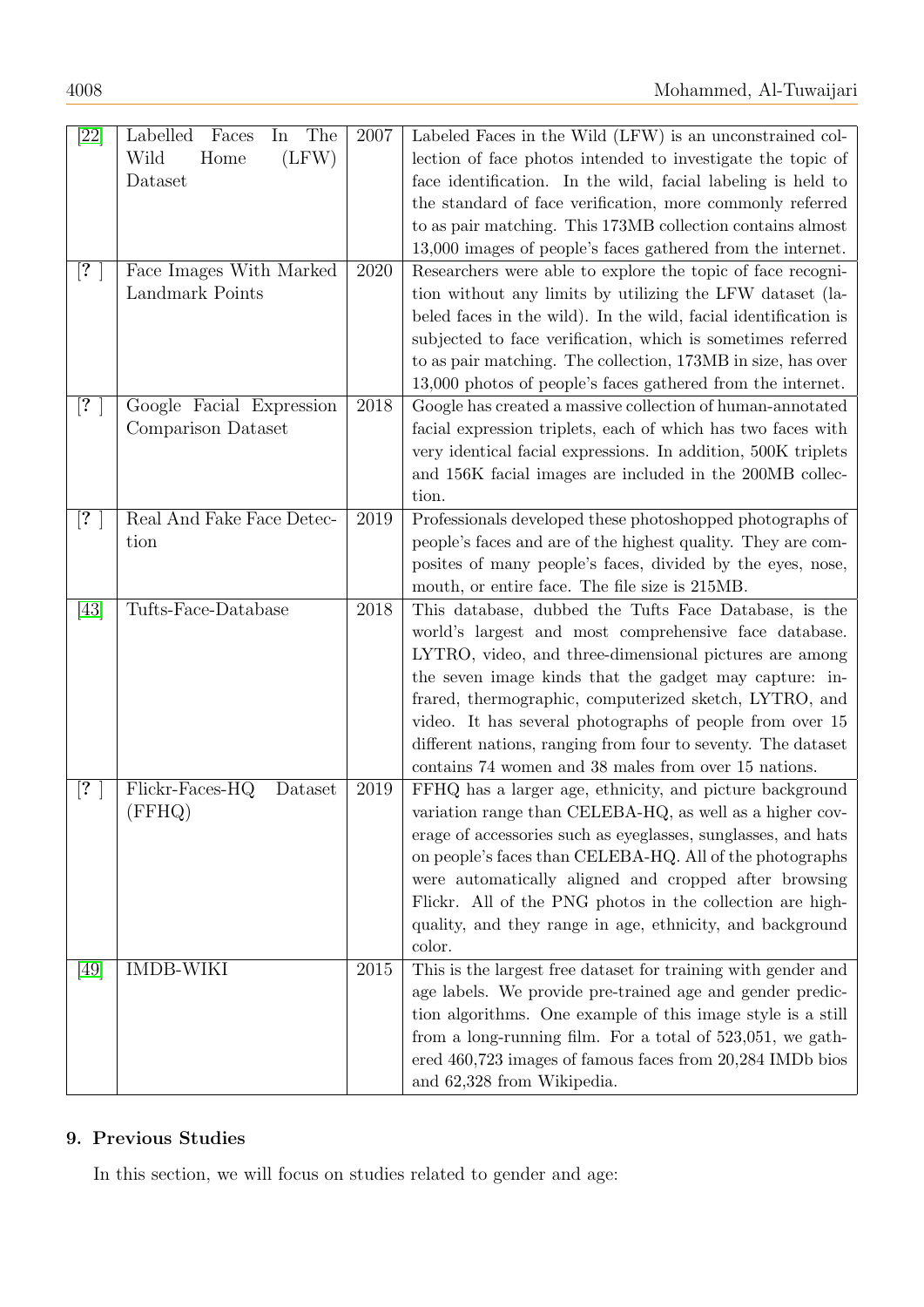| [22] | Labelled Faces In The Wild Home (LFW) Dataset | 2007 | Labeled Faces in the Wild (LFW) is an unconstrained collection of face photos intended to investigate the topic of face identification. In the wild, facial labeling is held to the standard of face verification, more commonly referred to as pair matching. This 173MB collection contains almost 13,000 images of people's faces gathered from the internet. |
|---|---|---|---|
| [? ] | Face Images With Marked Landmark Points | 2020 | Researchers were able to explore the topic of face recognition without any limits by utilizing the LFW dataset (labeled faces in the wild). In the wild, facial identification is subjected to face verification, which is sometimes referred to as pair matching. The collection, 173MB in size, has over 13,000 photos of people's faces gathered from the internet. |
| [? ] | Google Facial Expression Comparison Dataset | 2018 | Google has created a massive collection of human-annotated facial expression triplets, each of which has two faces with very identical facial expressions. In addition, 500K triplets and 156K facial images are included in the 200MB collection. |
| [? ] | Real And Fake Face Detection | 2019 | Professionals developed these photoshopped photographs of people's faces and are of the highest quality. They are composites of many people's faces, divided by the eyes, nose, mouth, or entire face. The file size is 215MB. |
| [43] | Tufts-Face-Database | 2018 | This database, dubbed the Tufts Face Database, is the world's largest and most comprehensive face database. LYTRO, video, and three-dimensional pictures are among the seven image kinds that the gadget may capture: infrared, thermographic, computerized sketch, LYTRO, and video. It has several photographs of people from over 15 different nations, ranging from four to seventy. The dataset contains 74 women and 38 males from over 15 nations. |
| [? ] | Flickr-Faces-HQ Dataset (FFHQ) | 2019 | FFHQ has a larger age, ethnicity, and picture background variation range than CELEBA-HQ, as well as a higher coverage of accessories such as eyeglasses, sunglasses, and hats on people's faces than CELEBA-HQ. All of the photographs were automatically aligned and cropped after browsing Flickr. All of the PNG photos in the collection are high-quality, and they range in age, ethnicity, and background color. |
| [49] | IMDB-WIKI | 2015 | This is the largest free dataset for training with gender and age labels. We provide pre-trained age and gender prediction algorithms. One example of this image style is a still from a long-running film. For a total of 523,051, we gathered 460,723 images of famous faces from 20,284 IMDb bios and 62,328 from Wikipedia. |

## 9. Previous Studies

In this section, we will focus on studies related to gender and age: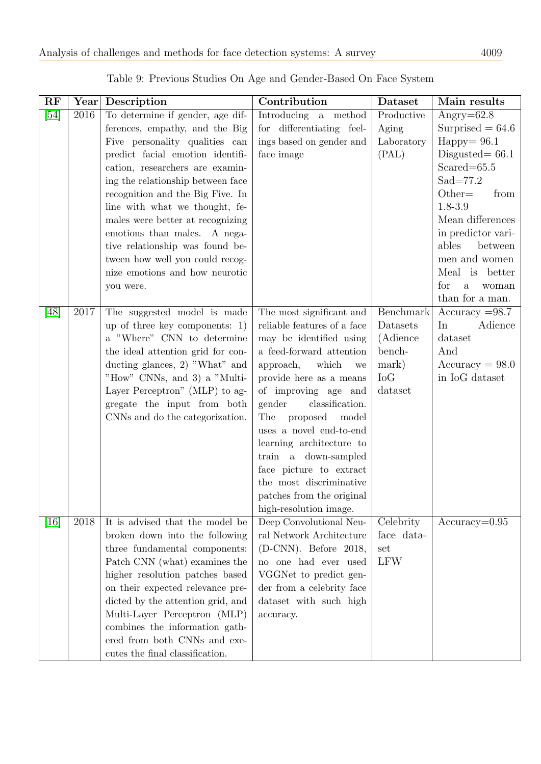Table 9: Previous Studies On Age and Gender-Based On Face System

| RF | Year | Description | Contribution | Dataset | Main results |
|---|---|---|---|---|---|
| [54] | 2016 | To determine if gender, age differences, empathy, and the Big Five personality qualities can predict facial emotion identification, researchers are examining the relationship between face recognition and the Big Five. In line with what we thought, females were better at recognizing emotions than males. A negative relationship was found between how well you could recognize emotions and how neurotic you were. | Introducing a method for differentiating feelings based on gender and face image | Productive Aging Laboratory (PAL) | Angry=62.8 Surprised = 64.6 Happy= 96.1 Disgusted= 66.1 Scared=65.5 Sad=77.2 Other= from 1.8-3.9 Mean differences in predictor variables between men and women Meal is better for a woman than for a man. |
| [48] | 2017 | The suggested model is made up of three key components: 1) a "Where" CNN to determine the ideal attention grid for conducting glances, 2) "What" and "How" CNNs, and 3) a "Multi-Layer Perceptron" (MLP) to aggregate the input from both CNNs and do the categorization. | The most significant and reliable features of a face may be identified using a feed-forward attention approach, which we provide here as a means of improving age and gender classification. The proposed model uses a novel end-to-end learning architecture to train a down-sampled face picture to extract the most discriminative patches from the original high-resolution image. | Benchmark Datasets (Adience benchmark) IoG dataset | Accuracy =98.7 In Adience dataset And Accuracy = 98.0 in IoG dataset |
| [16] | 2018 | It is advised that the model be broken down into the following three fundamental components: Patch CNN (what) examines the higher resolution patches based on their expected relevance predicted by the attention grid, and Multi-Layer Perceptron (MLP) combines the information gathered from both CNNs and executes the final classification. | Deep Convolutional Neural Network Architecture (D-CNN). Before 2018, no one had ever used VGGNet to predict gender from a celebrity face dataset with such high accuracy. | Celebrity face dataset LFW | Accuracy=0.95 |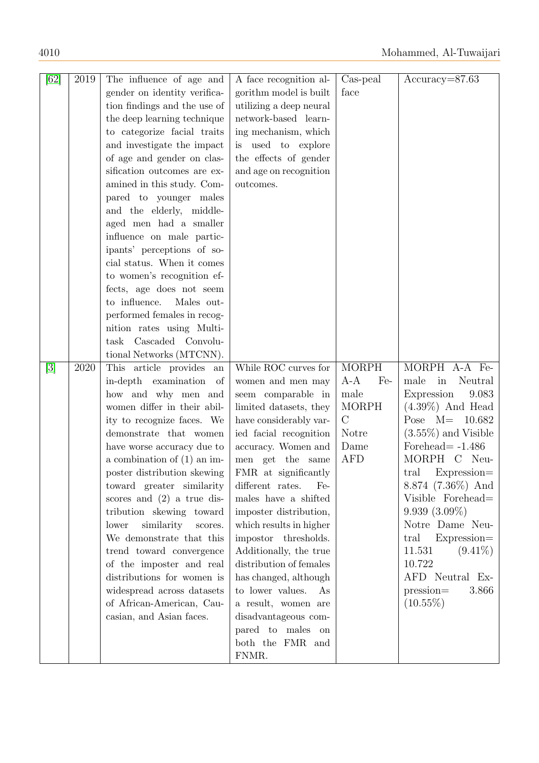| [62] | 2019 | The influence of age and gender on identity verification findings and the use of the deep learning technique to categorize facial traits and investigate the impact of age and gender on classification outcomes are examined in this study. Compared to younger males and the elderly, middle-aged men had a smaller influence on male participants' perceptions of social status. When it comes to women's recognition effects, age does not seem to influence. Males outperformed females in recognition rates using Multi-task Cascaded Convolutional Networks (MTCNN). | A face recognition algorithm model is built utilizing a deep neural network-based learning mechanism, which is used to explore the effects of gender and age on recognition outcomes. | Cas-peal face | Accuracy=87.63 |
|---|---|---|---|---|---|
| [3] | 2020 | This article provides an in-depth examination of how and why men and women differ in their ability to recognize faces. We demonstrate that women have worse accuracy due to a combination of (1) an imposter distribution skewing toward greater similarity scores and (2) a true distribution skewing toward lower similarity scores. We demonstrate that this trend toward convergence of the imposter and real distributions for women is widespread across datasets of African-American, Caucasian, and Asian faces. | While ROC curves for women and men may seem comparable in limited datasets, they have considerably varied facial recognition accuracy. Women and men get the same FMR at significantly different rates. Females have a shifted imposter distribution, which results in higher impostor thresholds. Additionally, the true distribution of females has changed, although to lower values. As a result, women are disadvantageous compared to males on both the FMR and FNMR. | MORPH A-A Female MORPH C Notre Dame AFD | MORPH A-A Female in Neutral Expression 9.083 (4.39%) And Head Pose M= 10.682 (3.55%) and Visible Forehead= -1.486 MORPH C Neutral Expression= 8.874 (7.36%) And Visible Forehead= 9.939 (3.09%) Notre Dame Neutral Expression= 11.531 (9.41%) 10.722 AFD Neutral Expression= 3.866 (10.55%) |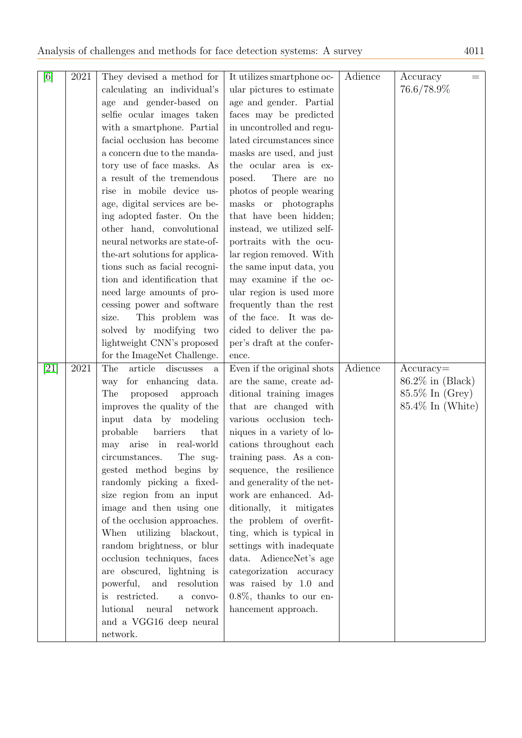| [6] | 2021 | They devised a method for calculating an individual's age and gender-based on selfie ocular images taken with a smartphone. Partial facial occlusion has become a concern due to the mandatory use of face masks. As a result of the tremendous rise in mobile device usage, digital services are being adopted faster. On the other hand, convolutional neural networks are state-of-the-art solutions for applications such as facial recognition and identification that need large amounts of processing power and software size. This problem was solved by modifying two lightweight CNN's proposed for the ImageNet Challenge. | It utilizes smartphone ocular pictures to estimate age and gender. Partial faces may be predicted in uncontrolled and regulated circumstances since masks are used, and just the ocular area is exposed. There are no photos of people wearing masks or photographs that have been hidden; instead, we utilized self-portraits with the ocular region removed. With the same input data, you may examine if the ocular region is used more frequently than the rest of the face. It was decided to deliver the paper's draft at the conference. | Adience | Accuracy = 76.6/78.9% |
|---|---|---|---|---|---|
| [21] | 2021 | The article discusses a way for enhancing data. The proposed approach improves the quality of the input data by modeling probable barriers that may arise in real-world circumstances. The suggested method begins by randomly picking a fixed-size region from an input image and then using one of the occlusion approaches. When utilizing blackout, random brightness, or blur occlusion techniques, faces are obscured, lightning is powerful, and resolution is restricted. a convolutional neural network and a VGG16 deep neural network. | Even if the original shots are the same, create additional training images that are changed with various occlusion techniques in a variety of locations throughout each training pass. As a consequence, the resilience and generality of the network are enhanced. Additionally, it mitigates the problem of overfitting, which is typical in settings with inadequate data. AdienceNet's age categorization accuracy was raised by 1.0 and 0.8%, thanks to our enhancement approach. | Adience | Accuracy= 86.2% in (Black) 85.5% In (Grey) 85.4% In (White) |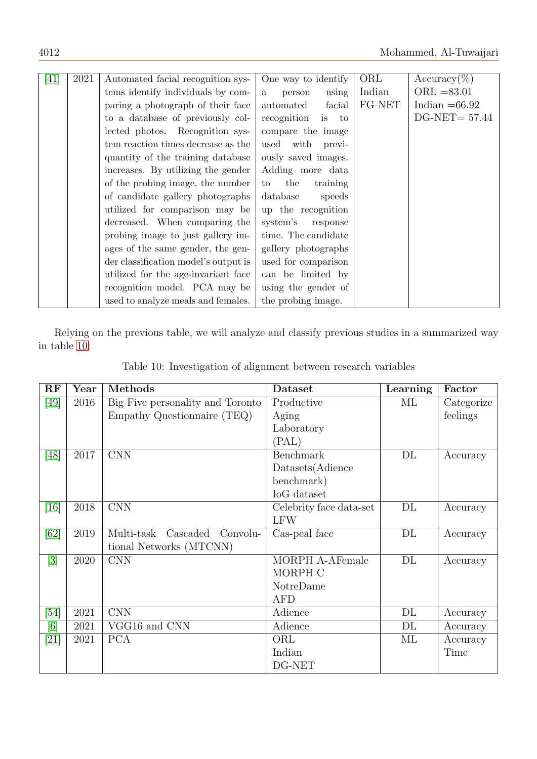| [41] | 2021 | Automated facial recognition systems identify individuals by comparing a photograph of their face to a database of previously collected photos. Recognition system reaction times decrease as the quantity of the training database increases. By utilizing the gender of the probing image, the number of candidate gallery photographs utilized for comparison may be decreased. When comparing the probing image to just gallery images of the same gender, the gender classification model's output is utilized for the age-invariant face recognition model. PCA may be used to analyze meals and females. | One way to identify a person using automated facial recognition is to compare the image used with previously saved images. Adding more data to the training database speeds up the recognition system's response time. The candidate gallery photographs used for comparison can be limited by using the gender of the probing image. | ORL<br>Indian<br>FG-NET | Accuracy(%)<br>ORL =83.01<br>Indian =66.92<br>DG-NET= 57.44 |
|---|---|---|---|---|---|

Relying on the previous table, we will analyze and classify previous studies in a summarized way in table 10:

Table 10: Investigation of alignment between research variables

| RF | Year | Methods | Dataset | Learning | Factor |
|---|---|---|---|---|---|
| [49] | 2016 | Big Five personality and Toronto Empathy Questionnaire (TEQ) | Productive Aging Laboratory (PAL) | ML | Categorize feelings |
| [48] | 2017 | CNN | Benchmark Datasets(Adience benchmark)<br>IoG dataset | DL | Accuracy |
| [16] | 2018 | CNN | Celebrity face data-set<br>LFW | DL | Accuracy |
| [62] | 2019 | Multi-task Cascaded Convolutional Networks (MTCNN) | Cas-peal face | DL | Accuracy |
| [3] | 2020 | CNN | MORPH A-AFemale<br>MORPH C<br>NotreDame<br>AFD | DL | Accuracy |
| [54] | 2021 | CNN | Adience | DL | Accuracy |
| [6] | 2021 | VGG16 and CNN | Adience | DL | Accuracy |
| [21] | 2021 | PCA | ORL<br>Indian<br>DG-NET | ML | Accuracy<br>Time |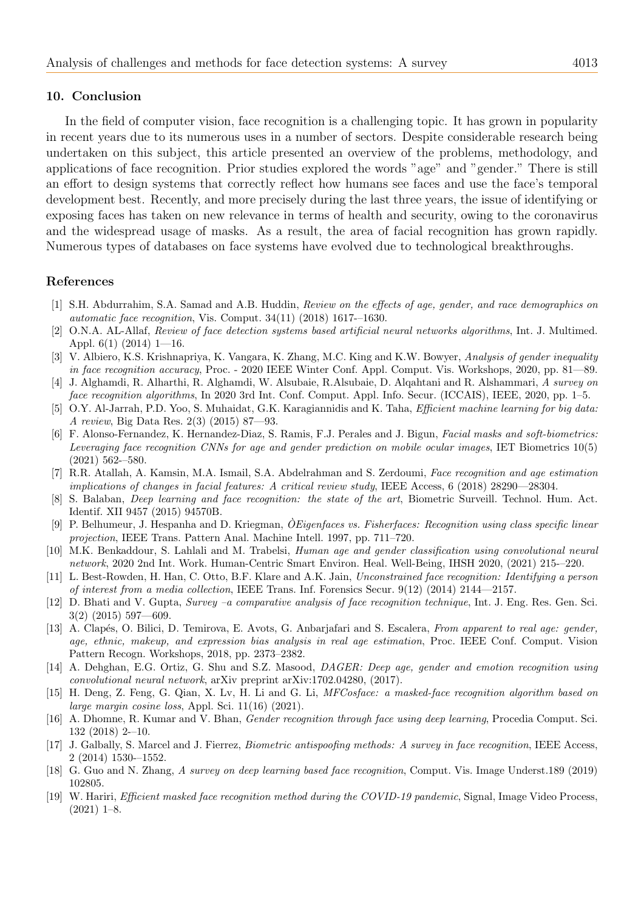## 10. Conclusion

In the field of computer vision, face recognition is a challenging topic. It has grown in popularity in recent years due to its numerous uses in a number of sectors. Despite considerable research being undertaken on this subject, this article presented an overview of the problems, methodology, and applications of face recognition. Prior studies explored the words "age" and "gender." There is still an effort to design systems that correctly reflect how humans see faces and use the face's temporal development best. Recently, and more precisely during the last three years, the issue of identifying or exposing faces has taken on new relevance in terms of health and security, owing to the coronavirus and the widespread usage of masks. As a result, the area of facial recognition has grown rapidly. Numerous types of databases on face systems have evolved due to technological breakthroughs.

## References

[1] S.H. Abdurrahim, S.A. Samad and A.B. Huddin, *Review on the effects of age, gender, and race demographics on automatic face recognition*, Vis. Comput. 34(11) (2018) 1617-–1630.

[2] O.N.A. AL-Allaf, *Review of face detection systems based artificial neural networks algorithms*, Int. J. Multimed. Appl. 6(1) (2014) 1—16.

[3] V. Albiero, K.S. Krishnapriya, K. Vangara, K. Zhang, M.C. King and K.W. Bowyer, *Analysis of gender inequality in face recognition accuracy*, Proc. - 2020 IEEE Winter Conf. Appl. Comput. Vis. Workshops, 2020, pp. 81—89.

[4] J. Alghamdi, R. Alharthi, R. Alghamdi, W. Alsubaie, R.Alsubaie, D. Alqahtani and R. Alshammari, *A survey on face recognition algorithms*, In 2020 3rd Int. Conf. Comput. Appl. Info. Secur. (ICCAIS), IEEE, 2020, pp. 1–5.

[5] O.Y. Al-Jarrah, P.D. Yoo, S. Muhaidat, G.K. Karagiannidis and K. Taha, *Efficient machine learning for big data: A review*, Big Data Res. 2(3) (2015) 87—93.

[6] F. Alonso-Fernandez, K. Hernandez-Diaz, S. Ramis, F.J. Perales and J. Bigun, *Facial masks and soft-biometrics: Leveraging face recognition CNNs for age and gender prediction on mobile ocular images*, IET Biometrics 10(5) (2021) 562-–580.

[7] R.R. Atallah, A. Kamsin, M.A. Ismail, S.A. Abdelrahman and S. Zerdoumi, *Face recognition and age estimation implications of changes in facial features: A critical review study*, IEEE Access, 6 (2018) 28290—28304.

[8] S. Balaban, *Deep learning and face recognition: the state of the art*, Biometric Surveill. Technol. Hum. Act. Identif. XII 9457 (2015) 94570B.

[9] P. Belhumeur, J. Hespanha and D. Kriegman, *ÒEigenfaces vs. Fisherfaces: Recognition using class specific linear projection*, IEEE Trans. Pattern Anal. Machine Intell. 1997, pp. 711–720.

[10] M.K. Benkaddour, S. Lahlali and M. Trabelsi, *Human age and gender classification using convolutional neural network*, 2020 2nd Int. Work. Human-Centric Smart Environ. Heal. Well-Being, IHSH 2020, (2021) 215-–220.

[11] L. Best-Rowden, H. Han, C. Otto, B.F. Klare and A.K. Jain, *Unconstrained face recognition: Identifying a person of interest from a media collection*, IEEE Trans. Inf. Forensics Secur. 9(12) (2014) 2144—2157.

[12] D. Bhati and V. Gupta, *Survey –a comparative analysis of face recognition technique*, Int. J. Eng. Res. Gen. Sci. 3(2) (2015) 597—609.

[13] A. Clapés, O. Bilici, D. Temirova, E. Avots, G. Anbarjafari and S. Escalera, *From apparent to real age: gender, age, ethnic, makeup, and expression bias analysis in real age estimation*, Proc. IEEE Conf. Comput. Vision Pattern Recogn. Workshops, 2018, pp. 2373–2382.

[14] A. Dehghan, E.G. Ortiz, G. Shu and S.Z. Masood, *DAGER: Deep age, gender and emotion recognition using convolutional neural network*, arXiv preprint arXiv:1702.04280, (2017).

[15] H. Deng, Z. Feng, G. Qian, X. Lv, H. Li and G. Li, *MFCosface: a masked-face recognition algorithm based on large margin cosine loss*, Appl. Sci. 11(16) (2021).

[16] A. Dhomne, R. Kumar and V. Bhan, *Gender recognition through face using deep learning*, Procedia Comput. Sci. 132 (2018) 2-–10.

[17] J. Galbally, S. Marcel and J. Fierrez, *Biometric antispoofing methods: A survey in face recognition*, IEEE Access, 2 (2014) 1530-–1552.

[18] G. Guo and N. Zhang, *A survey on deep learning based face recognition*, Comput. Vis. Image Underst.189 (2019) 102805.

[19] W. Hariri, *Efficient masked face recognition method during the COVID-19 pandemic*, Signal, Image Video Process, (2021) 1–8.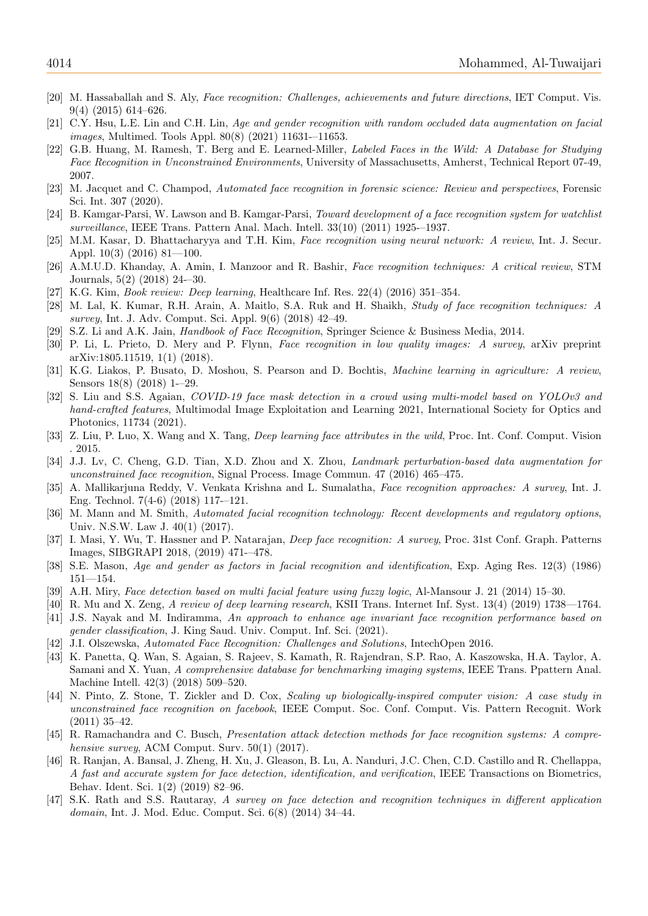[20] M. Hassaballah and S. Aly, *Face recognition: Challenges, achievements and future directions*, IET Comput. Vis. 9(4) (2015) 614–626.

[21] C.Y. Hsu, L.E. Lin and C.H. Lin, *Age and gender recognition with random occluded data augmentation on facial images*, Multimed. Tools Appl. 80(8) (2021) 11631-–11653.

[22] G.B. Huang, M. Ramesh, T. Berg and E. Learned-Miller, *Labeled Faces in the Wild: A Database for Studying Face Recognition in Unconstrained Environments*, University of Massachusetts, Amherst, Technical Report 07-49, 2007.

[23] M. Jacquet and C. Champod, *Automated face recognition in forensic science: Review and perspectives*, Forensic Sci. Int. 307 (2020).

[24] B. Kamgar-Parsi, W. Lawson and B. Kamgar-Parsi, *Toward development of a face recognition system for watchlist surveillance*, IEEE Trans. Pattern Anal. Mach. Intell. 33(10) (2011) 1925-–1937.

[25] M.M. Kasar, D. Bhattacharyya and T.H. Kim, *Face recognition using neural network: A review*, Int. J. Secur. Appl. 10(3) (2016) 81—100.

[26] A.M.U.D. Khanday, A. Amin, I. Manzoor and R. Bashir, *Face recognition techniques: A critical review*, STM Journals, 5(2) (2018) 24-–30.

[27] K.G. Kim, *Book review: Deep learning*, Healthcare Inf. Res. 22(4) (2016) 351–354.

[28] M. Lal, K. Kumar, R.H. Arain, A. Maitlo, S.A. Ruk and H. Shaikh, *Study of face recognition techniques: A survey*, Int. J. Adv. Comput. Sci. Appl. 9(6) (2018) 42–49.

[29] S.Z. Li and A.K. Jain, *Handbook of Face Recognition*, Springer Science & Business Media, 2014.

[30] P. Li, L. Prieto, D. Mery and P. Flynn, *Face recognition in low quality images: A survey*, arXiv preprint arXiv:1805.11519, 1(1) (2018).

[31] K.G. Liakos, P. Busato, D. Moshou, S. Pearson and D. Bochtis, *Machine learning in agriculture: A review*, Sensors 18(8) (2018) 1-–29.

[32] S. Liu and S.S. Agaian, *COVID-19 face mask detection in a crowd using multi-model based on YOLOv3 and hand-crafted features*, Multimodal Image Exploitation and Learning 2021, International Society for Optics and Photonics, 11734 (2021).

[33] Z. Liu, P. Luo, X. Wang and X. Tang, *Deep learning face attributes in the wild*, Proc. Int. Conf. Comput. Vision . 2015.

[34] J.J. Lv, C. Cheng, G.D. Tian, X.D. Zhou and X. Zhou, *Landmark perturbation-based data augmentation for unconstrained face recognition*, Signal Process. Image Commun. 47 (2016) 465–475.

[35] A. Mallikarjuna Reddy, V. Venkata Krishna and L. Sumalatha, *Face recognition approaches: A survey*, Int. J. Eng. Technol. 7(4-6) (2018) 117-–121.

[36] M. Mann and M. Smith, *Automated facial recognition technology: Recent developments and regulatory options*, Univ. N.S.W. Law J. 40(1) (2017).

[37] I. Masi, Y. Wu, T. Hassner and P. Natarajan, *Deep face recognition: A survey*, Proc. 31st Conf. Graph. Patterns Images, SIBGRAPI 2018, (2019) 471-–478.

[38] S.E. Mason, *Age and gender as factors in facial recognition and identification*, Exp. Aging Res. 12(3) (1986) 151—154.

[39] A.H. Miry, *Face detection based on multi facial feature using fuzzy logic*, Al-Mansour J. 21 (2014) 15–30.

[40] R. Mu and X. Zeng, *A review of deep learning research*, KSII Trans. Internet Inf. Syst. 13(4) (2019) 1738—1764.

[41] J.S. Nayak and M. Indiramma, *An approach to enhance age invariant face recognition performance based on gender classification*, J. King Saud. Univ. Comput. Inf. Sci. (2021).

[42] J.I. Olszewska, *Automated Face Recognition: Challenges and Solutions*, IntechOpen 2016.

[43] K. Panetta, Q. Wan, S. Agaian, S. Rajeev, S. Kamath, R. Rajendran, S.P. Rao, A. Kaszowska, H.A. Taylor, A. Samani and X. Yuan, *A comprehensive database for benchmarking imaging systems*, IEEE Trans. Ppattern Anal. Machine Intell. 42(3) (2018) 509–520.

[44] N. Pinto, Z. Stone, T. Zickler and D. Cox, *Scaling up biologically-inspired computer vision: A case study in unconstrained face recognition on facebook*, IEEE Comput. Soc. Conf. Comput. Vis. Pattern Recognit. Work (2011) 35–42.

[45] R. Ramachandra and C. Busch, *Presentation attack detection methods for face recognition systems: A comprehensive survey*, ACM Comput. Surv. 50(1) (2017).

[46] R. Ranjan, A. Bansal, J. Zheng, H. Xu, J. Gleason, B. Lu, A. Nanduri, J.C. Chen, C.D. Castillo and R. Chellappa, *A fast and accurate system for face detection, identification, and verification*, IEEE Transactions on Biometrics, Behav. Ident. Sci. 1(2) (2019) 82–96.

[47] S.K. Rath and S.S. Rautaray, *A survey on face detection and recognition techniques in different application domain*, Int. J. Mod. Educ. Comput. Sci. 6(8) (2014) 34–44.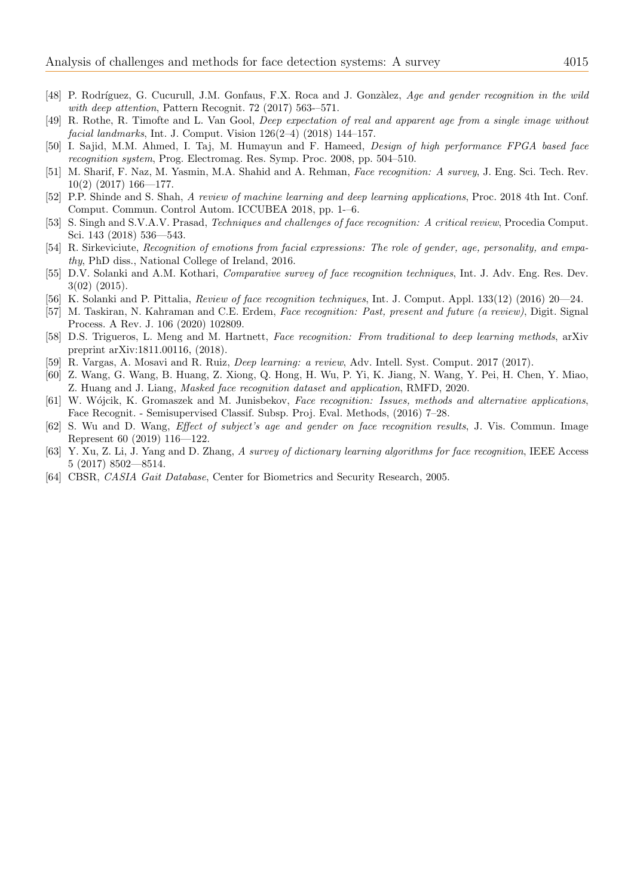[48] P. Rodríguez, G. Cucurull, J.M. Gonfaus, F.X. Roca and J. Gonzàlez, *Age and gender recognition in the wild with deep attention*, Pattern Recognit. 72 (2017) 563-–571.

[49] R. Rothe, R. Timofte and L. Van Gool, *Deep expectation of real and apparent age from a single image without facial landmarks*, Int. J. Comput. Vision 126(2–4) (2018) 144–157.

[50] I. Sajid, M.M. Ahmed, I. Taj, M. Humayun and F. Hameed, *Design of high performance FPGA based face recognition system*, Prog. Electromag. Res. Symp. Proc. 2008, pp. 504–510.

[51] M. Sharif, F. Naz, M. Yasmin, M.A. Shahid and A. Rehman, *Face recognition: A survey*, J. Eng. Sci. Tech. Rev. 10(2) (2017) 166—177.

[52] P.P. Shinde and S. Shah, *A review of machine learning and deep learning applications*, Proc. 2018 4th Int. Conf. Comput. Commun. Control Autom. ICCUBEA 2018, pp. 1-–6.

[53] S. Singh and S.V.A.V. Prasad, *Techniques and challenges of face recognition: A critical review*, Procedia Comput. Sci. 143 (2018) 536—543.

[54] R. Sirkeviciute, *Recognition of emotions from facial expressions: The role of gender, age, personality, and empathy*, PhD diss., National College of Ireland, 2016.

[55] D.V. Solanki and A.M. Kothari, *Comparative survey of face recognition techniques*, Int. J. Adv. Eng. Res. Dev. 3(02) (2015).

[56] K. Solanki and P. Pittalia, *Review of face recognition techniques*, Int. J. Comput. Appl. 133(12) (2016) 20—24.

[57] M. Taskiran, N. Kahraman and C.E. Erdem, *Face recognition: Past, present and future (a review)*, Digit. Signal Process. A Rev. J. 106 (2020) 102809.

[58] D.S. Trigueros, L. Meng and M. Hartnett, *Face recognition: From traditional to deep learning methods*, arXiv preprint arXiv:1811.00116, (2018).

[59] R. Vargas, A. Mosavi and R. Ruiz, *Deep learning: a review*, Adv. Intell. Syst. Comput. 2017 (2017).

[60] Z. Wang, G. Wang, B. Huang, Z. Xiong, Q. Hong, H. Wu, P. Yi, K. Jiang, N. Wang, Y. Pei, H. Chen, Y. Miao, Z. Huang and J. Liang, *Masked face recognition dataset and application*, RMFD, 2020.

[61] W. Wójcik, K. Gromaszek and M. Junisbekov, *Face recognition: Issues, methods and alternative applications*, Face Recognit. - Semisupervised Classif. Subsp. Proj. Eval. Methods, (2016) 7–28.

[62] S. Wu and D. Wang, *Effect of subject's age and gender on face recognition results*, J. Vis. Commun. Image Represent 60 (2019) 116—122.

[63] Y. Xu, Z. Li, J. Yang and D. Zhang, *A survey of dictionary learning algorithms for face recognition*, IEEE Access 5 (2017) 8502—8514.

[64] CBSR, *CASIA Gait Database*, Center for Biometrics and Security Research, 2005.